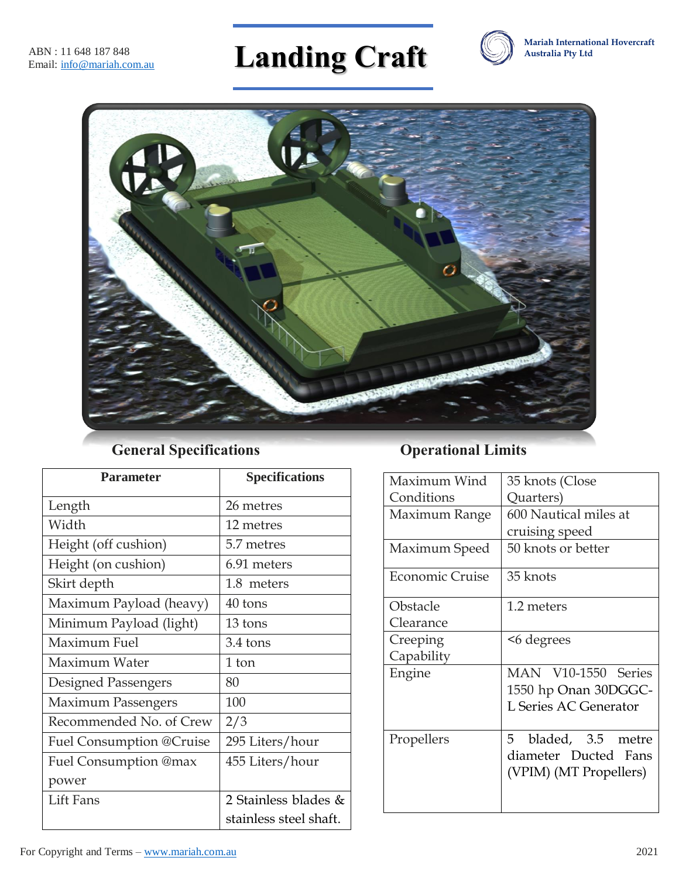ABN : 11 648 187 848
Email: info@mariah.com.au

# Landing Craft

**Mariah International Hovercraft Australia Pty Ltd**

## General Specifications

| Parameter | Specifications |
|---|---|
| Length | 26 metres |
| Width | 12 metres |
| Height (off cushion) | 5.7 metres |
| Height (on cushion) | 6.91 meters |
| Skirt depth | 1.8 meters |
| Maximum Payload (heavy) | 40 tons |
| Minimum Payload (light) | 13 tons |
| Maximum Fuel | 3.4 tons |
| Maximum Water | 1 ton |
| Designed Passengers | 80 |
| Maximum Passengers | 100 |
| Recommended No. of Crew | 2/3 |
| Fuel Consumption @Cruise | 295 Liters/hour |
| Fuel Consumption @max power | 455 Liters/hour |
| Lift Fans | 2 Stainless blades & stainless steel shaft. |

## Operational Limits

| | |
|---|---|
| Maximum Wind Conditions | 35 knots (Close Quarters) |
| Maximum Range | 600 Nautical miles at cruising speed |
| Maximum Speed | 50 knots or better |
| Economic Cruise | 35 knots |
| Obstacle Clearance | 1.2 meters |
| Creeping Capability | <6 degrees |
| Engine | MAN V10-1550 Series 1550 hp Onan 30DGGC-L Series AC Generator |
| Propellers | 5 bladed, 3.5 metre diameter Ducted Fans (VPIM) (MT Propellers) |

For Copyright and Terms – www.mariah.com.au

2021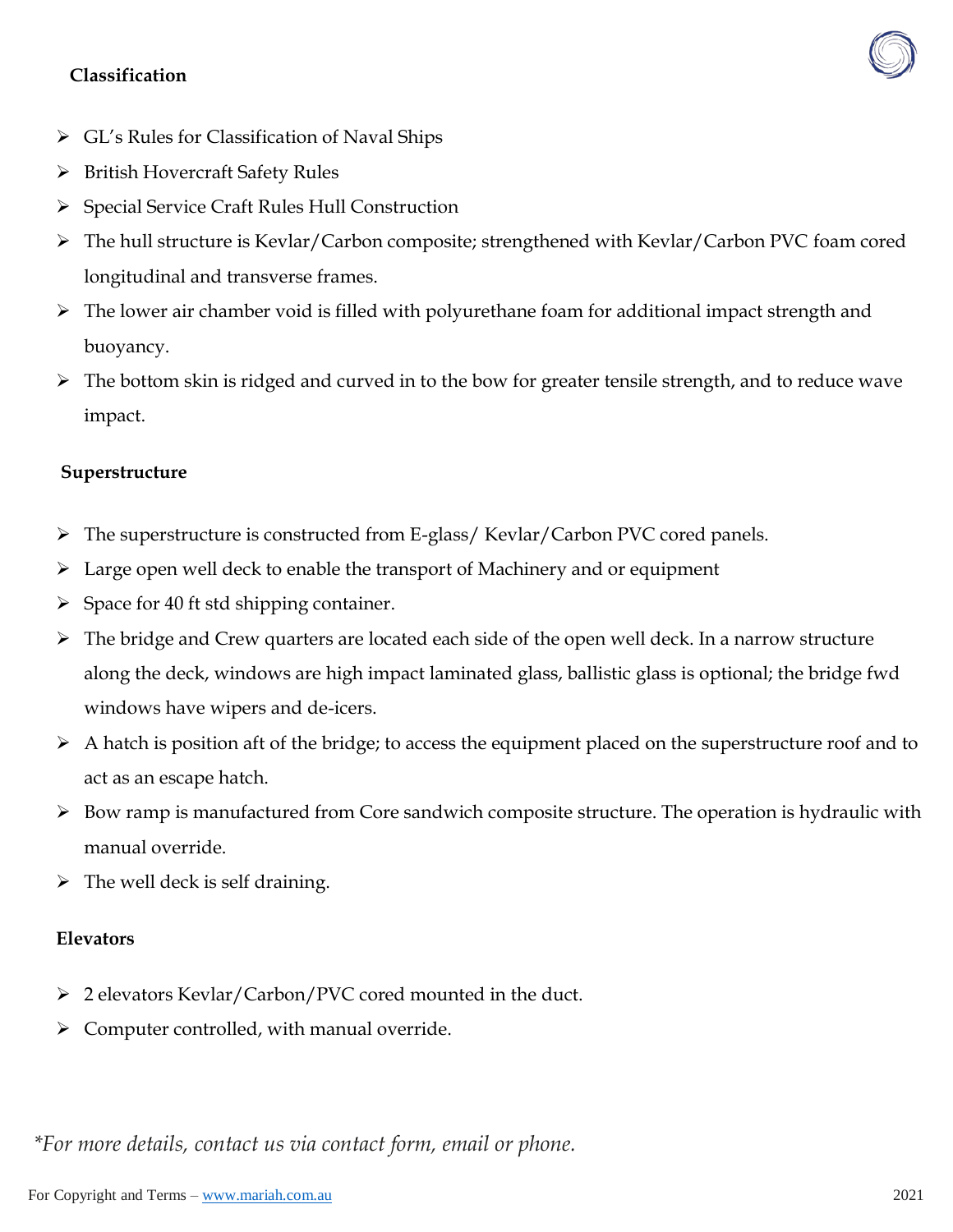## Classification

- GL's Rules for Classification of Naval Ships
- British Hovercraft Safety Rules
- Special Service Craft Rules Hull Construction
- The hull structure is Kevlar/Carbon composite; strengthened with Kevlar/Carbon PVC foam cored longitudinal and transverse frames.
- The lower air chamber void is filled with polyurethane foam for additional impact strength and buoyancy.
- The bottom skin is ridged and curved in to the bow for greater tensile strength, and to reduce wave impact.

## Superstructure

- The superstructure is constructed from E-glass/ Kevlar/Carbon PVC cored panels.
- Large open well deck to enable the transport of Machinery and or equipment
- Space for 40 ft std shipping container.
- The bridge and Crew quarters are located each side of the open well deck. In a narrow structure along the deck, windows are high impact laminated glass, ballistic glass is optional; the bridge fwd windows have wipers and de-icers.
- A hatch is position aft of the bridge; to access the equipment placed on the superstructure roof and to act as an escape hatch.
- Bow ramp is manufactured from Core sandwich composite structure. The operation is hydraulic with manual override.
- The well deck is self draining.

## Elevators

- 2 elevators Kevlar/Carbon/PVC cored mounted in the duct.
- Computer controlled, with manual override.

*\*For more details, contact us via contact form, email or phone.*

For Copyright and Terms – www.mariah.com.au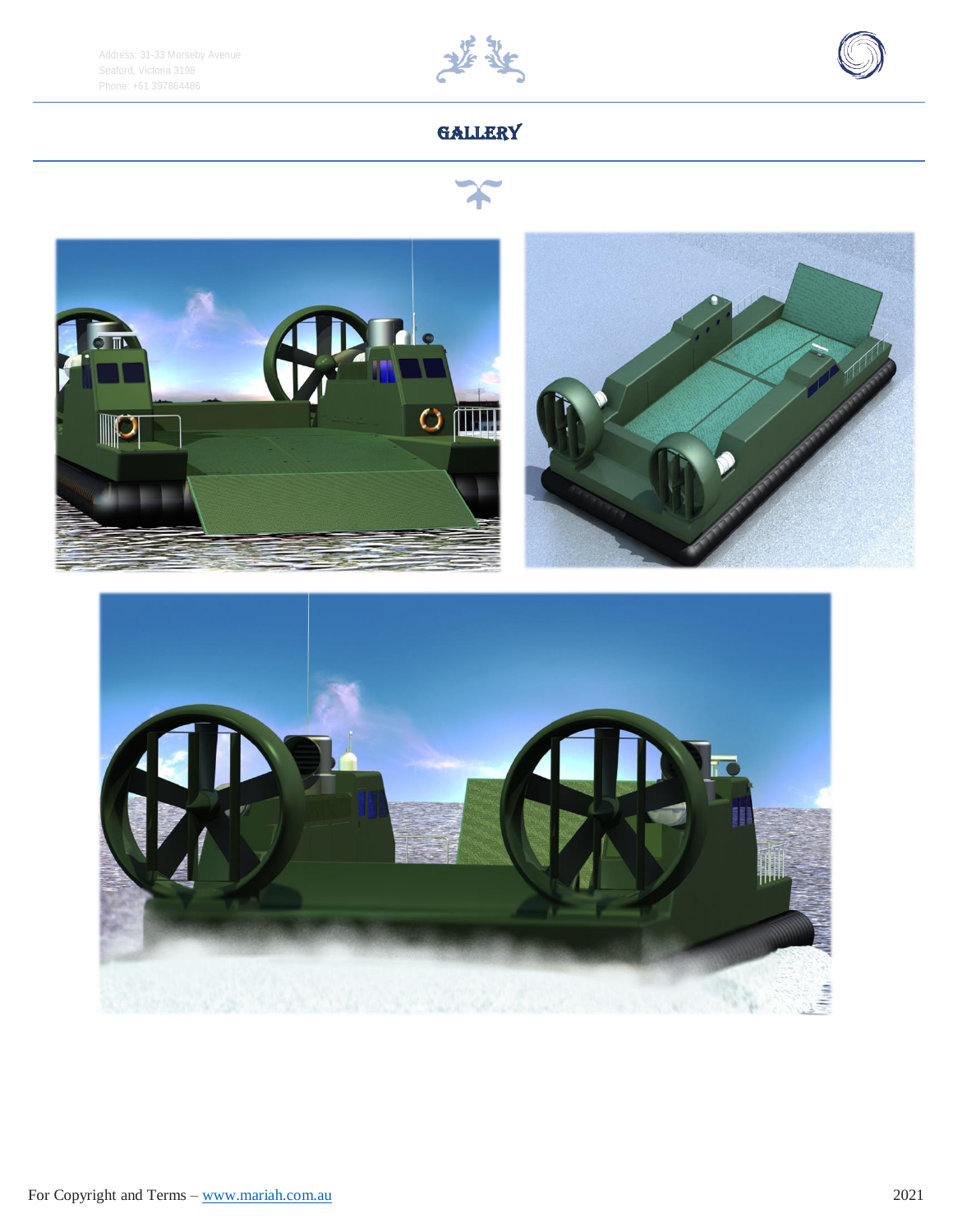# GALLERY